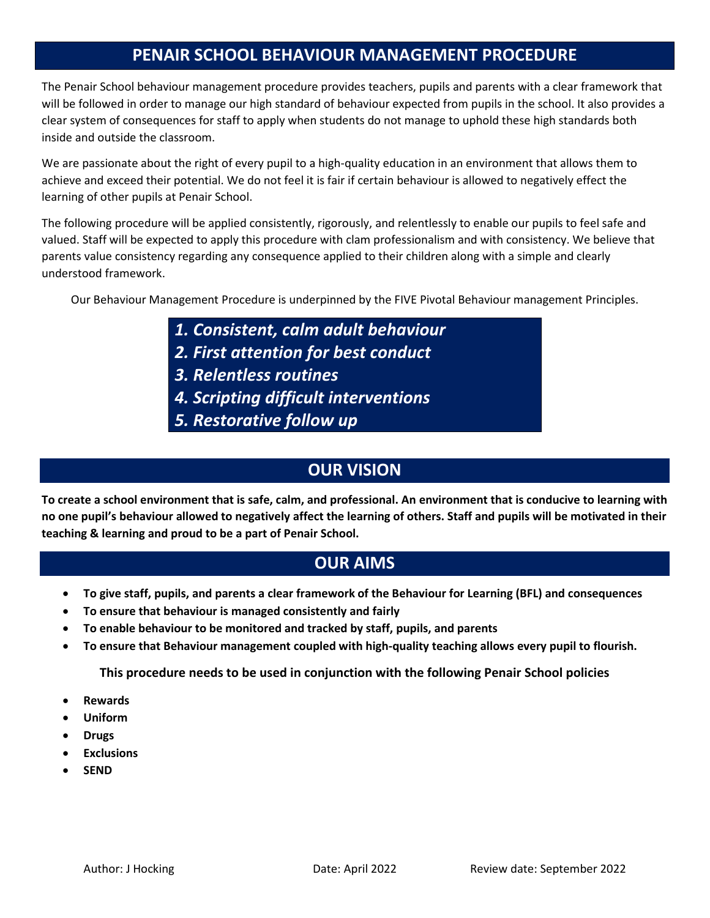# PENAIR SCHOOL BEHAVIOUR MANAGEMENT PROCEDURE

The Penair School behaviour management procedure provides teachers, pupils and parents with a clear framework that will be followed in order to manage our high standard of behaviour expected from pupils in the school. It also provides a clear system of consequences for staff to apply when students do not manage to uphold these high standards both inside and outside the classroom.

We are passionate about the right of every pupil to a high-quality education in an environment that allows them to achieve and exceed their potential. We do not feel it is fair if certain behaviour is allowed to negatively effect the learning of other pupils at Penair School.

The following procedure will be applied consistently, rigorously, and relentlessly to enable our pupils to feel safe and valued. Staff will be expected to apply this procedure with clam professionalism and with consistency. We believe that parents value consistency regarding any consequence applied to their children along with a simple and clearly understood framework.

Our Behaviour Management Procedure is underpinned by the FIVE Pivotal Behaviour management Principles.

1. ***Consistent, calm adult behaviour***
2. ***First attention for best conduct***
3. ***Relentless routines***
4. ***Scripting difficult interventions***
5. ***Restorative follow up***

## OUR VISION

**To create a school environment that is safe, calm, and professional. An environment that is conducive to learning with no one pupil's behaviour allowed to negatively affect the learning of others. Staff and pupils will be motivated in their teaching & learning and proud to be a part of Penair School.**

## OUR AIMS

- **To give staff, pupils, and parents a clear framework of the Behaviour for Learning (BFL) and consequences**
- **To ensure that behaviour is managed consistently and fairly**
- **To enable behaviour to be monitored and tracked by staff, pupils, and parents**
- **To ensure that Behaviour management coupled with high-quality teaching allows every pupil to flourish.**

**This procedure needs to be used in conjunction with the following Penair School policies**

- **Rewards**
- **Uniform**
- **Drugs**
- **Exclusions**
- **SEND**

Author: J Hocking | Date: April 2022 | Review date: September 2022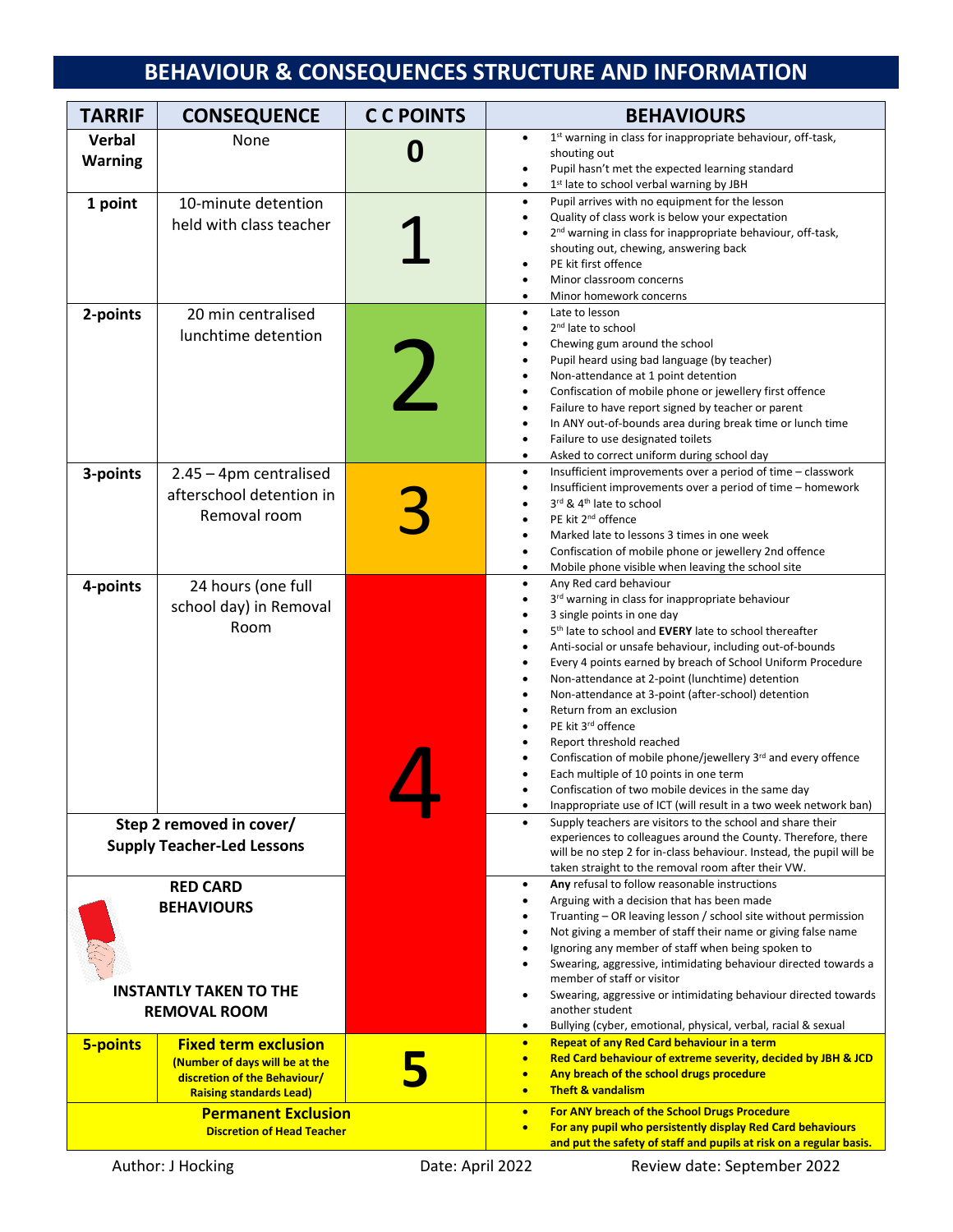# BEHAVIOUR & CONSEQUENCES STRUCTURE AND INFORMATION

| TARRIF | CONSEQUENCE | C C POINTS | BEHAVIOURS |
|---|---|---|---|
| **Verbal Warning** | None | **0** | • 1st warning in class for inappropriate behaviour, off-task, shouting out<br>• Pupil hasn't met the expected learning standard<br>• 1st late to school verbal warning by JBH |
| **1 point** | 10-minute detention held with class teacher | 1 | • Pupil arrives with no equipment for the lesson<br>• Quality of class work is below your expectation<br>• 2nd warning in class for inappropriate behaviour, off-task, shouting out, chewing, answering back<br>• PE kit first offence<br>• Minor classroom concerns<br>• Minor homework concerns |
| **2-points** | 20 min centralised lunchtime detention | 2 | • Late to lesson<br>• 2nd late to school<br>• Chewing gum around the school<br>• Pupil heard using bad language (by teacher)<br>• Non-attendance at 1 point detention<br>• Confiscation of mobile phone or jewellery first offence<br>• Failure to have report signed by teacher or parent<br>• In ANY out-of-bounds area during break time or lunch time<br>• Failure to use designated toilets<br>• Asked to correct uniform during school day |
| **3-points** | 2.45 – 4pm centralised afterschool detention in Removal room | 3 | • Insufficient improvements over a period of time – classwork<br>• Insufficient improvements over a period of time – homework<br>• 3rd & 4th late to school<br>• PE kit 2nd offence<br>• Marked late to lessons 3 times in one week<br>• Confiscation of mobile phone or jewellery 2nd offence<br>• Mobile phone visible when leaving the school site |
| **4-points** | 24 hours (one full school day) in Removal Room | 4 | • Any Red card behaviour<br>• 3rd warning in class for inappropriate behaviour<br>• 3 single points in one day<br>• 5th late to school and **EVERY** late to school thereafter<br>• Anti-social or unsafe behaviour, including out-of-bounds<br>• Every 4 points earned by breach of School Uniform Procedure<br>• Non-attendance at 2-point (lunchtime) detention<br>• Non-attendance at 3-point (after-school) detention<br>• Return from an exclusion<br>• PE kit 3rd offence<br>• Report threshold reached<br>• Confiscation of mobile phone/jewellery 3rd and every offence<br>• Each multiple of 10 points in one term<br>• Confiscation of two mobile devices in the same day<br>• Inappropriate use of ICT (will result in a two week network ban) |
| **Step 2 removed in cover/ Supply Teacher-Led Lessons** | | | • Supply teachers are visitors to the school and share their experiences to colleagues around the County. Therefore, there will be no step 2 for in-class behaviour. Instead, the pupil will be taken straight to the removal room after their VW. |
| **RED CARD BEHAVIOURS**<br><br>**INSTANTLY TAKEN TO THE REMOVAL ROOM** | | | • **Any** refusal to follow reasonable instructions<br>• Arguing with a decision that has been made<br>• Truanting – OR leaving lesson / school site without permission<br>• Not giving a member of staff their name or giving false name<br>• Ignoring any member of staff when being spoken to<br>• Swearing, aggressive, intimidating behaviour directed towards a member of staff or visitor<br>• Swearing, aggressive or intimidating behaviour directed towards another student<br>• Bullying (cyber, emotional, physical, verbal, racial & sexual |
| **5-points** | **Fixed term exclusion**<br>**(Number of days will be at the discretion of the Behaviour/ Raising standards Lead)** | **5** | • **Repeat of any Red Card behaviour in a term**<br>• **Red Card behaviour of extreme severity, decided by JBH & JCD**<br>• **Any breach of the school drugs procedure**<br>• **Theft & vandalism** |
| **Permanent Exclusion**<br>**Discretion of Head Teacher** | | | • **For ANY breach of the School Drugs Procedure**<br>• **For any pupil who persistently display Red Card behaviours and put the safety of staff and pupils at risk on a regular basis.** |

Author: J Hocking Date: April 2022 Review date: September 2022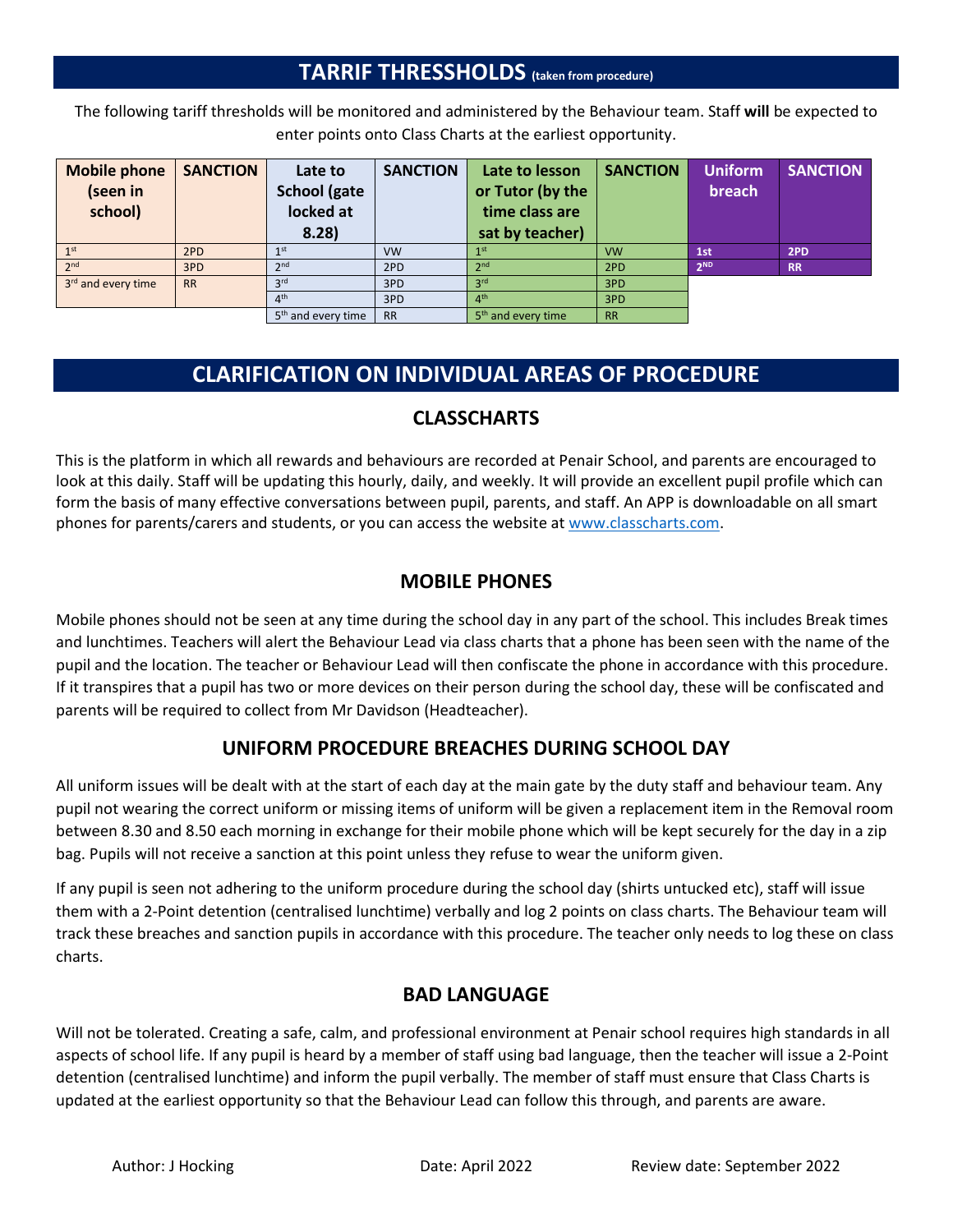## TARRIF THRESSHOLDS (taken from procedure)

The following tariff thresholds will be monitored and administered by the Behaviour team. Staff **will** be expected to enter points onto Class Charts at the earliest opportunity.

| Mobile phone (seen in school) | SANCTION | Late to School (gate locked at 8.28) | SANCTION | Late to lesson or Tutor (by the time class are sat by teacher) | SANCTION | Uniform breach | SANCTION |
|---|---|---|---|---|---|---|---|
| 1st | 2PD | 1st | VW | 1st | VW | 1st | 2PD |
| 2nd | 3PD | 2nd | 2PD | 2nd | 2PD | 2ND | RR |
| 3rd and every time | RR | 3rd | 3PD | 3rd | 3PD | | |
| | | 4th | 3PD | 4th | 3PD | | |
| | | 5th and every time | RR | 5th and every time | RR | | |

## CLARIFICATION ON INDIVIDUAL AREAS OF PROCEDURE

### CLASSCHARTS

This is the platform in which all rewards and behaviours are recorded at Penair School, and parents are encouraged to look at this daily. Staff will be updating this hourly, daily, and weekly. It will provide an excellent pupil profile which can form the basis of many effective conversations between pupil, parents, and staff. An APP is downloadable on all smart phones for parents/carers and students, or you can access the website at www.classcharts.com.

### MOBILE PHONES

Mobile phones should not be seen at any time during the school day in any part of the school. This includes Break times and lunchtimes. Teachers will alert the Behaviour Lead via class charts that a phone has been seen with the name of the pupil and the location. The teacher or Behaviour Lead will then confiscate the phone in accordance with this procedure. If it transpires that a pupil has two or more devices on their person during the school day, these will be confiscated and parents will be required to collect from Mr Davidson (Headteacher).

### UNIFORM PROCEDURE BREACHES DURING SCHOOL DAY

All uniform issues will be dealt with at the start of each day at the main gate by the duty staff and behaviour team. Any pupil not wearing the correct uniform or missing items of uniform will be given a replacement item in the Removal room between 8.30 and 8.50 each morning in exchange for their mobile phone which will be kept securely for the day in a zip bag. Pupils will not receive a sanction at this point unless they refuse to wear the uniform given.

If any pupil is seen not adhering to the uniform procedure during the school day (shirts untucked etc), staff will issue them with a 2-Point detention (centralised lunchtime) verbally and log 2 points on class charts. The Behaviour team will track these breaches and sanction pupils in accordance with this procedure. The teacher only needs to log these on class charts.

### BAD LANGUAGE

Will not be tolerated. Creating a safe, calm, and professional environment at Penair school requires high standards in all aspects of school life. If any pupil is heard by a member of staff using bad language, then the teacher will issue a 2-Point detention (centralised lunchtime) and inform the pupil verbally. The member of staff must ensure that Class Charts is updated at the earliest opportunity so that the Behaviour Lead can follow this through, and parents are aware.

Author: J Hocking    Date: April 2022    Review date: September 2022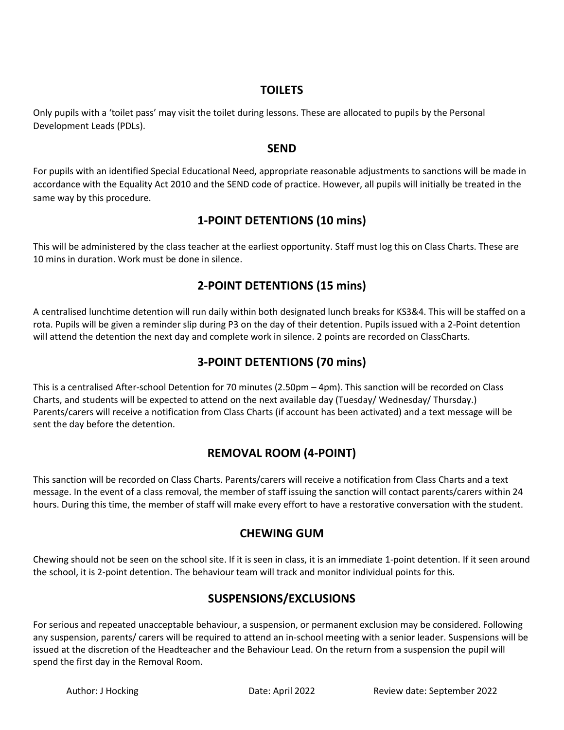## TOILETS

Only pupils with a 'toilet pass' may visit the toilet during lessons. These are allocated to pupils by the Personal Development Leads (PDLs).

## SEND

For pupils with an identified Special Educational Need, appropriate reasonable adjustments to sanctions will be made in accordance with the Equality Act 2010 and the SEND code of practice. However, all pupils will initially be treated in the same way by this procedure.

## 1-POINT DETENTIONS (10 mins)

This will be administered by the class teacher at the earliest opportunity. Staff must log this on Class Charts. These are 10 mins in duration. Work must be done in silence.

## 2-POINT DETENTIONS (15 mins)

A centralised lunchtime detention will run daily within both designated lunch breaks for KS3&4. This will be staffed on a rota. Pupils will be given a reminder slip during P3 on the day of their detention. Pupils issued with a 2-Point detention will attend the detention the next day and complete work in silence. 2 points are recorded on ClassCharts.

## 3-POINT DETENTIONS (70 mins)

This is a centralised After-school Detention for 70 minutes (2.50pm – 4pm). This sanction will be recorded on Class Charts, and students will be expected to attend on the next available day (Tuesday/ Wednesday/ Thursday.) Parents/carers will receive a notification from Class Charts (if account has been activated) and a text message will be sent the day before the detention.

## REMOVAL ROOM (4-POINT)

This sanction will be recorded on Class Charts. Parents/carers will receive a notification from Class Charts and a text message. In the event of a class removal, the member of staff issuing the sanction will contact parents/carers within 24 hours. During this time, the member of staff will make every effort to have a restorative conversation with the student.

## CHEWING GUM

Chewing should not be seen on the school site. If it is seen in class, it is an immediate 1-point detention. If it seen around the school, it is 2-point detention. The behaviour team will track and monitor individual points for this.

## SUSPENSIONS/EXCLUSIONS

For serious and repeated unacceptable behaviour, a suspension, or permanent exclusion may be considered. Following any suspension, parents/ carers will be required to attend an in-school meeting with a senior leader. Suspensions will be issued at the discretion of the Headteacher and the Behaviour Lead. On the return from a suspension the pupil will spend the first day in the Removal Room.

Author: J Hocking    Date: April 2022    Review date: September 2022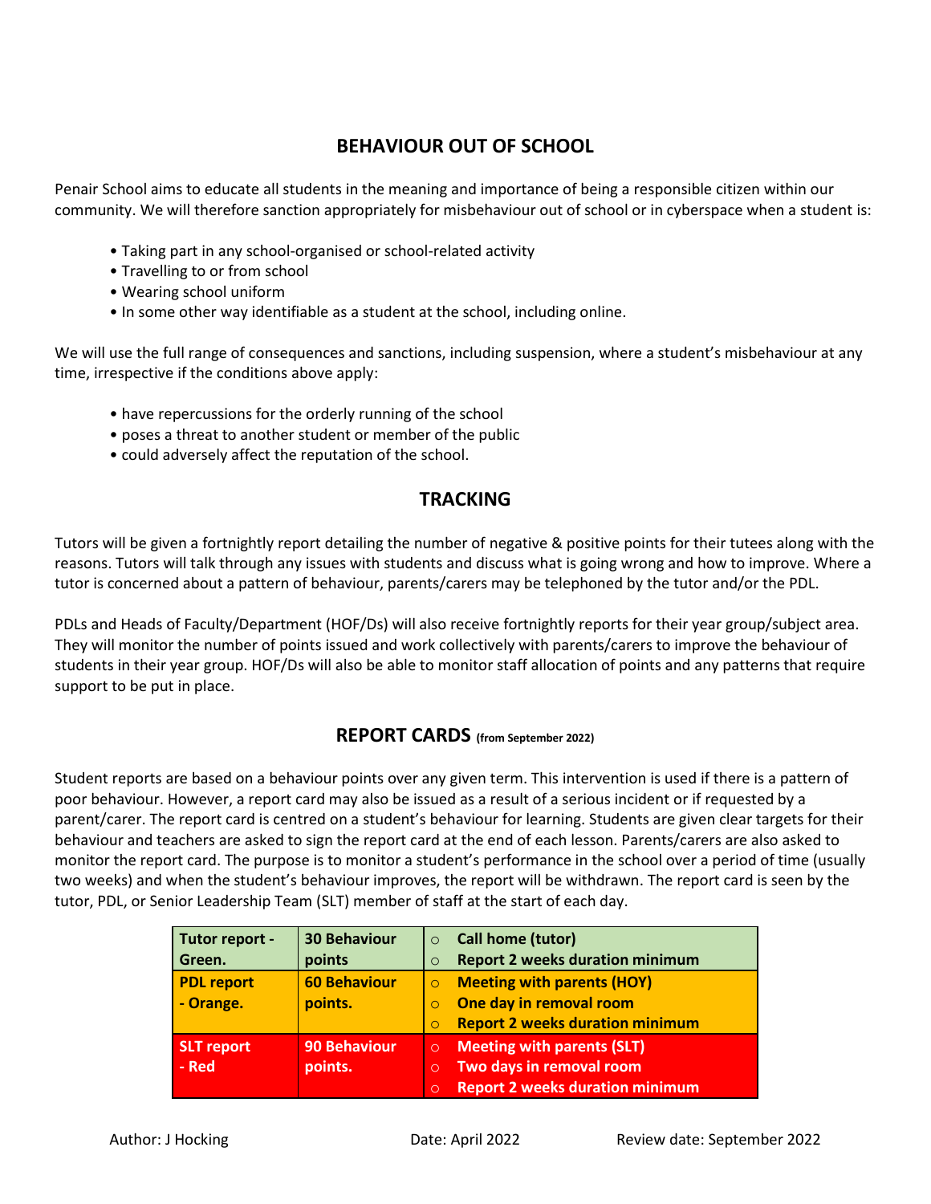## BEHAVIOUR OUT OF SCHOOL

Penair School aims to educate all students in the meaning and importance of being a responsible citizen within our community. We will therefore sanction appropriately for misbehaviour out of school or in cyberspace when a student is:

- Taking part in any school-organised or school-related activity
- Travelling to or from school
- Wearing school uniform
- In some other way identifiable as a student at the school, including online.

We will use the full range of consequences and sanctions, including suspension, where a student's misbehaviour at any time, irrespective if the conditions above apply:

- have repercussions for the orderly running of the school
- poses a threat to another student or member of the public
- could adversely affect the reputation of the school.

## TRACKING

Tutors will be given a fortnightly report detailing the number of negative & positive points for their tutees along with the reasons. Tutors will talk through any issues with students and discuss what is going wrong and how to improve. Where a tutor is concerned about a pattern of behaviour, parents/carers may be telephoned by the tutor and/or the PDL.

PDLs and Heads of Faculty/Department (HOF/Ds) will also receive fortnightly reports for their year group/subject area. They will monitor the number of points issued and work collectively with parents/carers to improve the behaviour of students in their year group. HOF/Ds will also be able to monitor staff allocation of points and any patterns that require support to be put in place.

## REPORT CARDS (from September 2022)

Student reports are based on a behaviour points over any given term. This intervention is used if there is a pattern of poor behaviour. However, a report card may also be issued as a result of a serious incident or if requested by a parent/carer. The report card is centred on a student's behaviour for learning. Students are given clear targets for their behaviour and teachers are asked to sign the report card at the end of each lesson. Parents/carers are also asked to monitor the report card. The purpose is to monitor a student's performance in the school over a period of time (usually two weeks) and when the student's behaviour improves, the report will be withdrawn. The report card is seen by the tutor, PDL, or Senior Leadership Team (SLT) member of staff at the start of each day.

| Report | Points | Actions |
|---|---|---|
| **Tutor report - Green.** | **30 Behaviour points** | ○ **Call home (tutor)**<br>○ **Report 2 weeks duration minimum** |
| **PDL report - Orange.** | **60 Behaviour points.** | ○ **Meeting with parents (HOY)**<br>○ **One day in removal room**<br>○ **Report 2 weeks duration minimum** |
| **SLT report - Red** | **90 Behaviour points.** | ○ **Meeting with parents (SLT)**<br>○ **Two days in removal room**<br>○ **Report 2 weeks duration minimum** |

Author: J Hocking    Date: April 2022    Review date: September 2022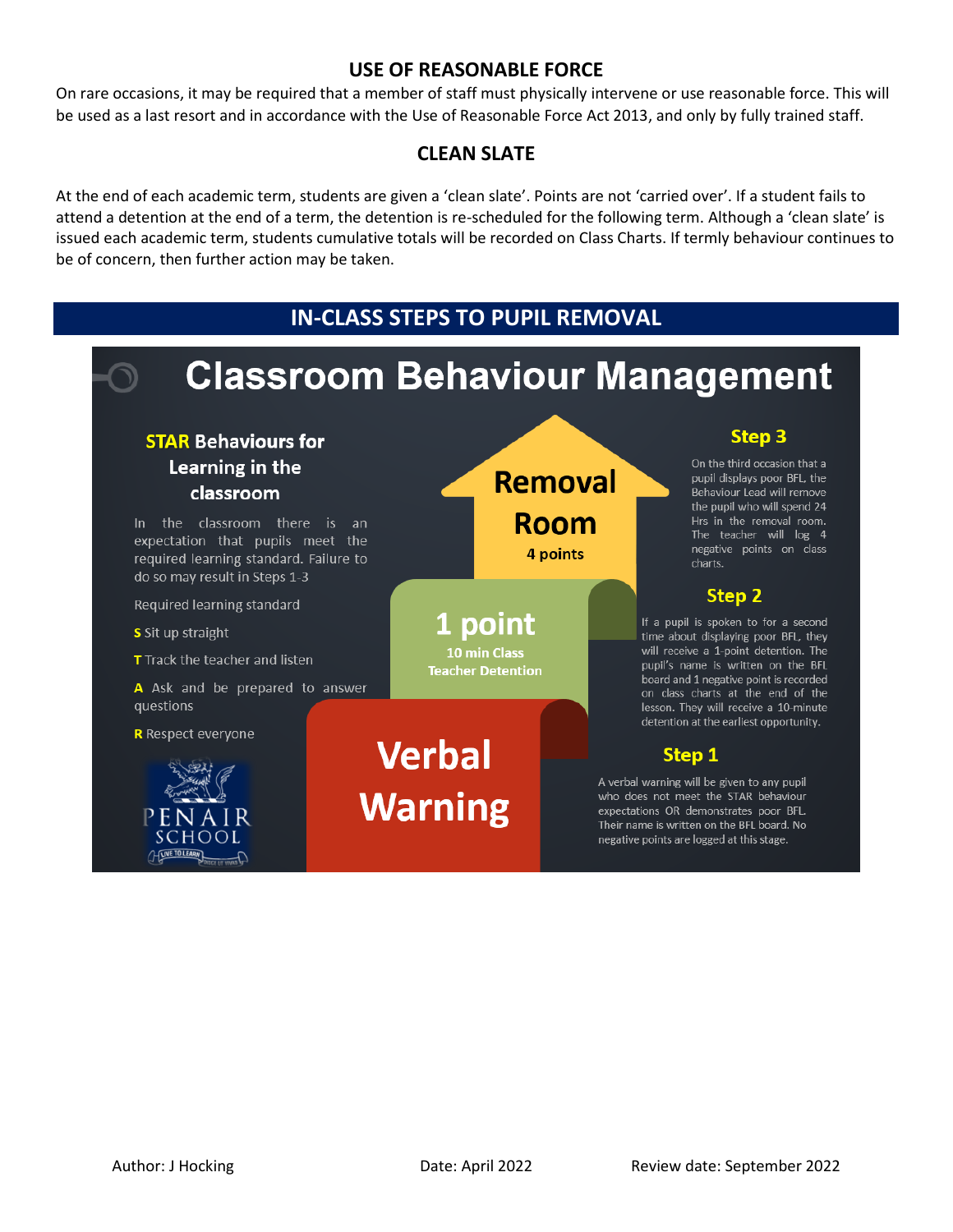## USE OF REASONABLE FORCE

On rare occasions, it may be required that a member of staff must physically intervene or use reasonable force. This will be used as a last resort and in accordance with the Use of Reasonable Force Act 2013, and only by fully trained staff.

## CLEAN SLATE

At the end of each academic term, students are given a 'clean slate'. Points are not 'carried over'. If a student fails to attend a detention at the end of a term, the detention is re-scheduled for the following term. Although a 'clean slate' is issued each academic term, students cumulative totals will be recorded on Class Charts. If termly behaviour continues to be of concern, then further action may be taken.

## IN-CLASS STEPS TO PUPIL REMOVAL

# Classroom Behaviour Management

### STAR Behaviours for Learning in the classroom

In the classroom there is an expectation that pupils meet the required learning standard. Failure to do so may result in Steps 1-3

Required learning standard

- **S** Sit up straight
- **T** Track the teacher and listen
- **A** Ask and be prepared to answer questions
- **R** Respect everyone

PENAIR SCHOOL

**Removal Room**
4 points

**1 point**
10 min Class Teacher Detention

**Verbal Warning**

### Step 3

On the third occasion that a pupil displays poor BFL, the Behaviour Lead will remove the pupil who will spend 24 Hrs in the removal room. The teacher will log 4 negative points on class charts.

### Step 2

If a pupil is spoken to for a second time about displaying poor BFL, they will receive a 1-point detention. The pupil's name is written on the BFL board and 1 negative point is recorded on class charts at the end of the lesson. They will receive a 10-minute detention at the earliest opportunity.

### Step 1

A verbal warning will be given to any pupil who does not meet the STAR behaviour expectations OR demonstrates poor BFL. Their name is written on the BFL board. No negative points are logged at this stage.

Author: J Hocking | Date: April 2022 | Review date: September 2022